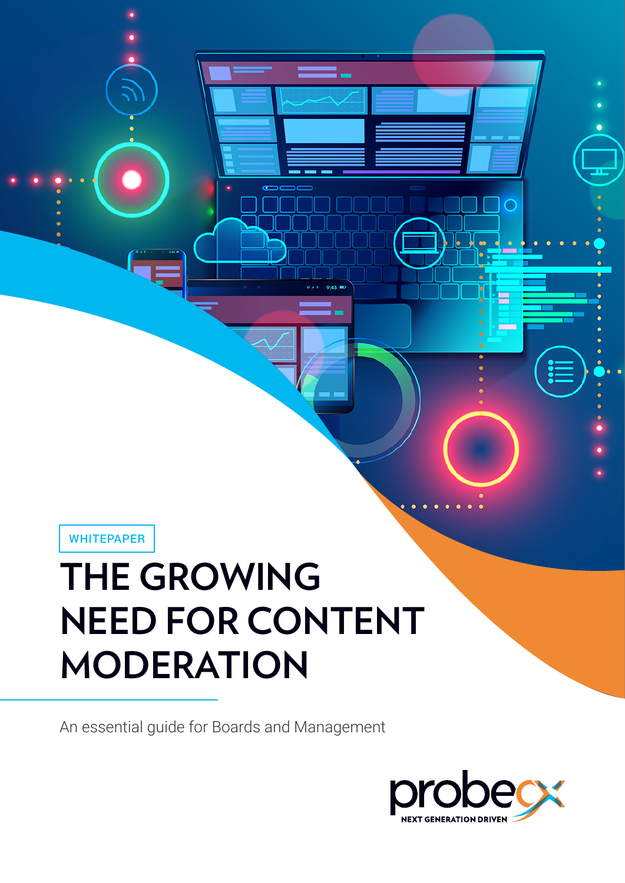WHITEPAPER

# THE GROWING NEED FOR CONTENT MODERATION

An essential guide for Boards and Management

probecx

NEXT GENERATION DRIVEN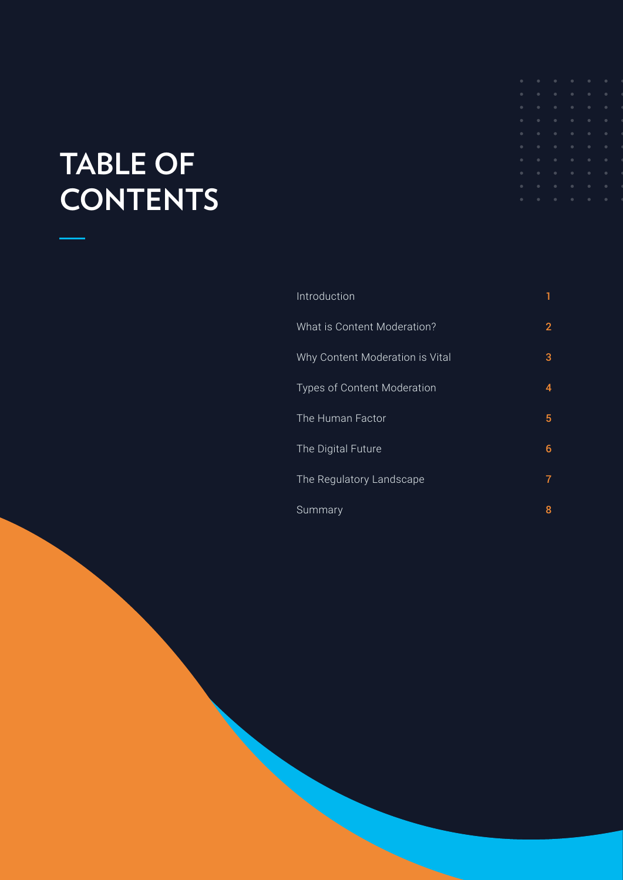# TABLE OF CONTENTS

| | |
|---|---|
| Introduction | 1 |
| What is Content Moderation? | 2 |
| Why Content Moderation is Vital | 3 |
| Types of Content Moderation | 4 |
| The Human Factor | 5 |
| The Digital Future | 6 |
| The Regulatory Landscape | 7 |
| Summary | 8 |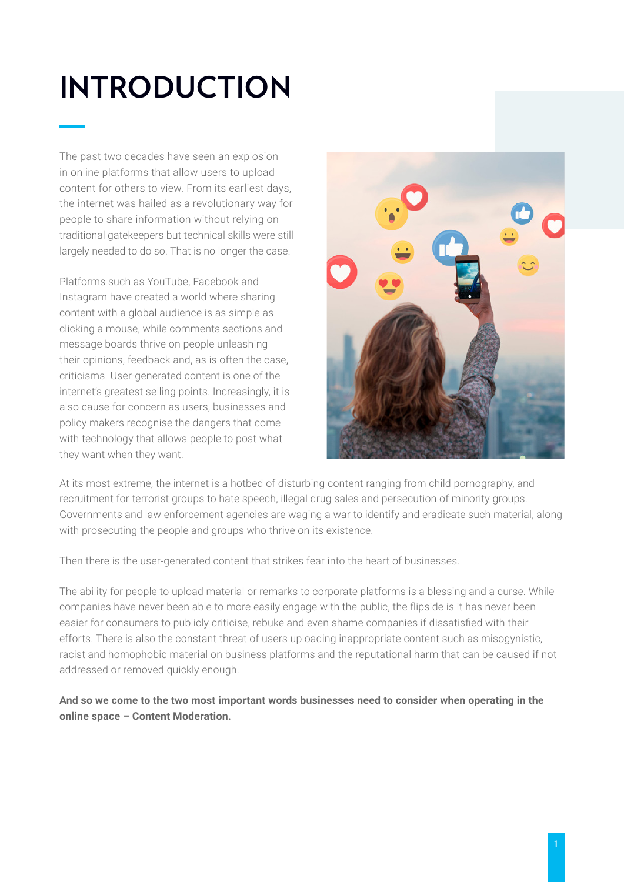# INTRODUCTION

The past two decades have seen an explosion in online platforms that allow users to upload content for others to view. From its earliest days, the internet was hailed as a revolutionary way for people to share information without relying on traditional gatekeepers but technical skills were still largely needed to do so. That is no longer the case.

Platforms such as YouTube, Facebook and Instagram have created a world where sharing content with a global audience is as simple as clicking a mouse, while comments sections and message boards thrive on people unleashing their opinions, feedback and, as is often the case, criticisms. User-generated content is one of the internet's greatest selling points. Increasingly, it is also cause for concern as users, businesses and policy makers recognise the dangers that come with technology that allows people to post what they want when they want.

At its most extreme, the internet is a hotbed of disturbing content ranging from child pornography, and recruitment for terrorist groups to hate speech, illegal drug sales and persecution of minority groups. Governments and law enforcement agencies are waging a war to identify and eradicate such material, along with prosecuting the people and groups who thrive on its existence.

Then there is the user-generated content that strikes fear into the heart of businesses.

The ability for people to upload material or remarks to corporate platforms is a blessing and a curse. While companies have never been able to more easily engage with the public, the flipside is it has never been easier for consumers to publicly criticise, rebuke and even shame companies if dissatisfied with their efforts. There is also the constant threat of users uploading inappropriate content such as misogynistic, racist and homophobic material on business platforms and the reputational harm that can be caused if not addressed or removed quickly enough.

**And so we come to the two most important words businesses need to consider when operating in the online space – Content Moderation.**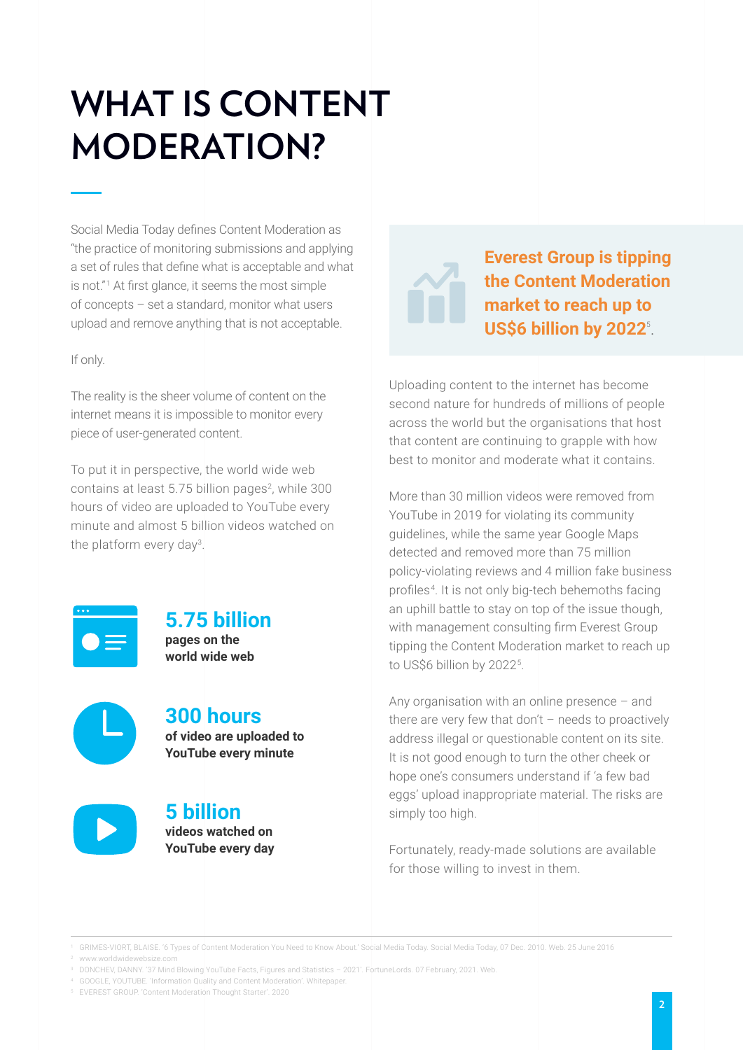# WHAT IS CONTENT MODERATION?

Social Media Today defines Content Moderation as "the practice of monitoring submissions and applying a set of rules that define what is acceptable and what is not."[1] At first glance, it seems the most simple of concepts – set a standard, monitor what users upload and remove anything that is not acceptable.

If only.

The reality is the sheer volume of content on the internet means it is impossible to monitor every piece of user-generated content.

To put it in perspective, the world wide web contains at least 5.75 billion pages[2], while 300 hours of video are uploaded to YouTube every minute and almost 5 billion videos watched on the platform every day[3].

**5.75 billion**
**pages on the world wide web**

**300 hours**
**of video are uploaded to YouTube every minute**

**5 billion**
**videos watched on YouTube every day**

**Everest Group is tipping the Content Moderation market to reach up to US$6 billion by 2022**[5].

Uploading content to the internet has become second nature for hundreds of millions of people across the world but the organisations that host that content are continuing to grapple with how best to monitor and moderate what it contains.

More than 30 million videos were removed from YouTube in 2019 for violating its community guidelines, while the same year Google Maps detected and removed more than 75 million policy-violating reviews and 4 million fake business profiles[4]. It is not only big-tech behemoths facing an uphill battle to stay on top of the issue though, with management consulting firm Everest Group tipping the Content Moderation market to reach up to US$6 billion by 2022[5].

Any organisation with an online presence – and there are very few that don't – needs to proactively address illegal or questionable content on its site. It is not good enough to turn the other cheek or hope one's consumers understand if 'a few bad eggs' upload inappropriate material. The risks are simply too high.

Fortunately, ready-made solutions are available for those willing to invest in them.

---

[1] GRIMES-VIORT, BLAISE. '6 Types of Content Moderation You Need to Know About.' Social Media Today. Social Media Today, 07 Dec. 2010. Web. 25 June 2016
[2] www.worldwidewebsize.com
[3] DONCHEV, DANNY. '37 Mind Blowing YouTube Facts, Figures and Statistics – 2021'. FortuneLords. 07 February, 2021. Web.
[4] GOOGLE, YOUTUBE. 'Information Quality and Content Moderation'. Whitepaper.
[5] EVEREST GROUP. 'Content Moderation Thought Starter'. 2020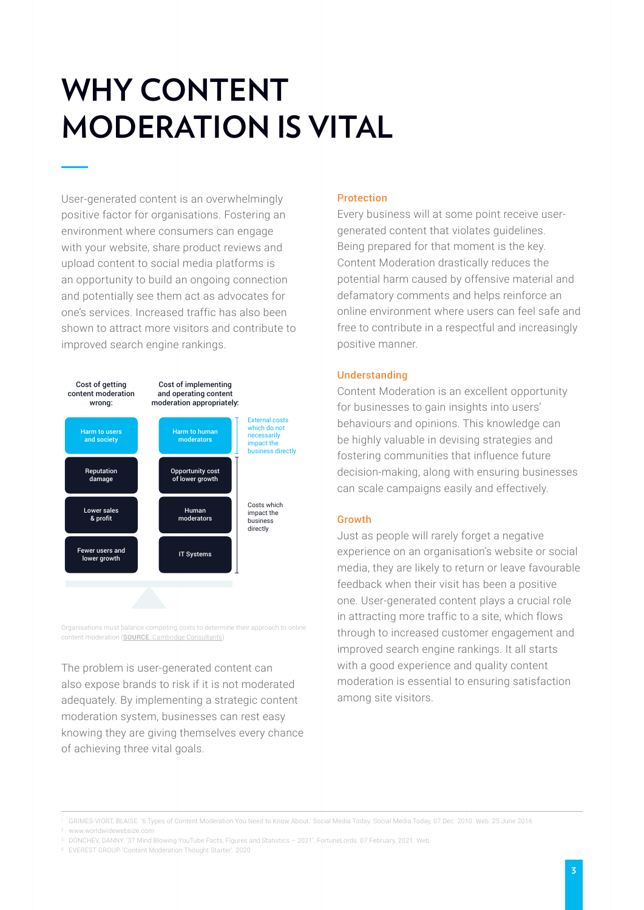# WHY CONTENT MODERATION IS VITAL

User-generated content is an overwhelmingly positive factor for organisations. Fostering an environment where consumers can engage with your website, share product reviews and upload content to social media platforms is an opportunity to build an ongoing connection and potentially see them act as advocates for one's services. Increased traffic has also been shown to attract more visitors and contribute to improved search engine rankings.

| Cost of getting content moderation wrong: | Cost of implementing and operating content moderation appropriately: | |
|---|---|---|
| Harm to users and society | Harm to human moderators | External costs which do not necessarily impact the business directly |
| Reputation damage | Opportunity cost of lower growth | |
| Lower sales & profit | Human moderators | Costs which impact the business directly |
| Fewer users and lower growth | IT Systems | |

Organisations must balance competing costs to determine their approach to online content moderation (**SOURCE**: Cambridge Consultants)

The problem is user-generated content can also expose brands to risk if it is not moderated adequately. By implementing a strategic content moderation system, businesses can rest easy knowing they are giving themselves every chance of achieving three vital goals.

### Protection

Every business will at some point receive user-generated content that violates guidelines. Being prepared for that moment is the key. Content Moderation drastically reduces the potential harm caused by offensive material and defamatory comments and helps reinforce an online environment where users can feel safe and free to contribute in a respectful and increasingly positive manner.

### Understanding

Content Moderation is an excellent opportunity for businesses to gain insights into users' behaviours and opinions. This knowledge can be highly valuable in devising strategies and fostering communities that influence future decision-making, along with ensuring businesses can scale campaigns easily and effectively.

### Growth

Just as people will rarely forget a negative experience on an organisation's website or social media, they are likely to return or leave favourable feedback when their visit has been a positive one. User-generated content plays a crucial role in attracting more traffic to a site, which flows through to increased customer engagement and improved search engine rankings. It all starts with a good experience and quality content moderation is essential to ensuring satisfaction among site visitors.

---

[1] GRIMES-VIORT, BLAISE. '6 Types of Content Moderation You Need to Know About.' Social Media Today. Social Media Today, 07 Dec. 2010. Web. 25 June 2016

[2] www.worldwidewebsize.com

[3] DONCHEV, DANNY. '37 Mind Blowing YouTube Facts, Figures and Statistics – 2021'. FortuneLords. 07 February, 2021. Web.

[4] EVEREST GROUP. 'Content Moderation Thought Starter'. 2020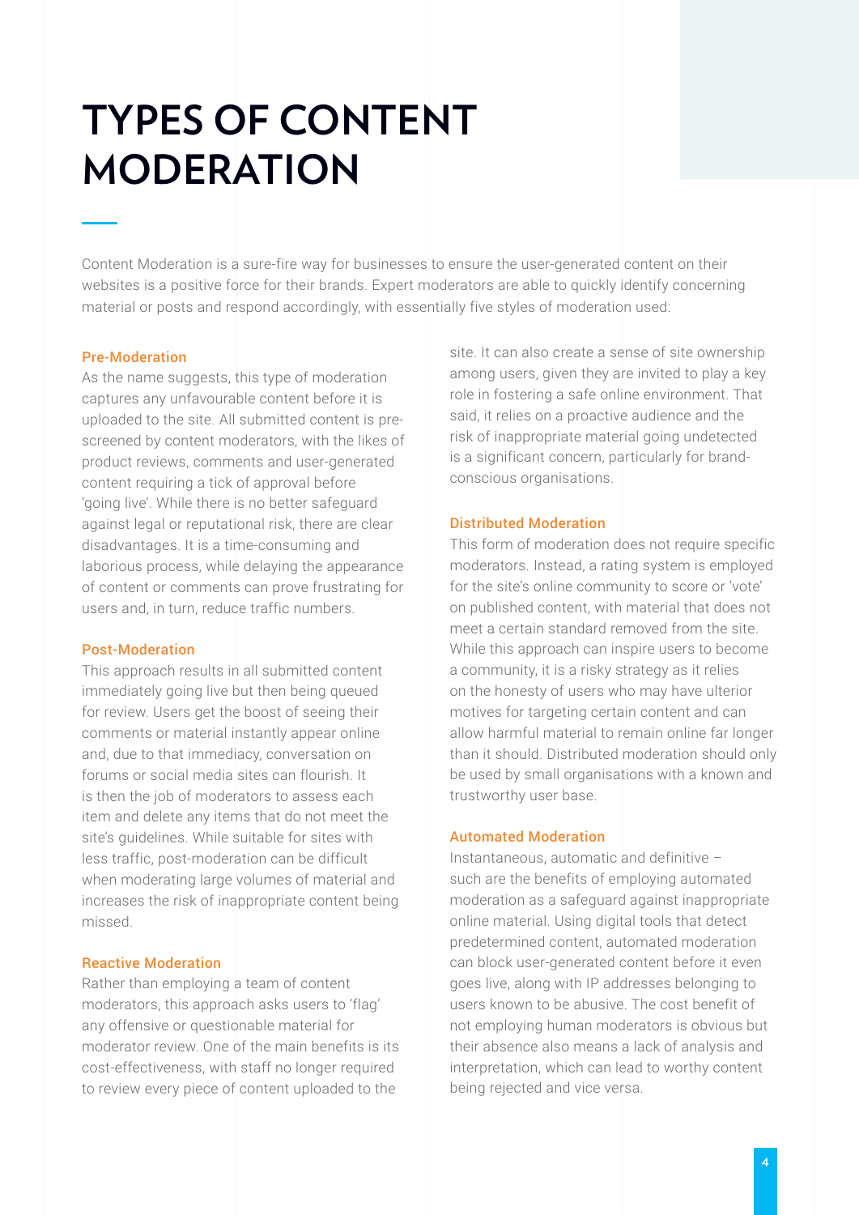# TYPES OF CONTENT MODERATION

Content Moderation is a sure-fire way for businesses to ensure the user-generated content on their websites is a positive force for their brands. Expert moderators are able to quickly identify concerning material or posts and respond accordingly, with essentially five styles of moderation used:

### Pre-Moderation

As the name suggests, this type of moderation captures any unfavourable content before it is uploaded to the site. All submitted content is pre-screened by content moderators, with the likes of product reviews, comments and user-generated content requiring a tick of approval before 'going live'. While there is no better safeguard against legal or reputational risk, there are clear disadvantages. It is a time-consuming and laborious process, while delaying the appearance of content or comments can prove frustrating for users and, in turn, reduce traffic numbers.

### Post-Moderation

This approach results in all submitted content immediately going live but then being queued for review. Users get the boost of seeing their comments or material instantly appear online and, due to that immediacy, conversation on forums or social media sites can flourish. It is then the job of moderators to assess each item and delete any items that do not meet the site's guidelines. While suitable for sites with less traffic, post-moderation can be difficult when moderating large volumes of material and increases the risk of inappropriate content being missed.

### Reactive Moderation

Rather than employing a team of content moderators, this approach asks users to 'flag' any offensive or questionable material for moderator review. One of the main benefits is its cost-effectiveness, with staff no longer required to review every piece of content uploaded to the site. It can also create a sense of site ownership among users, given they are invited to play a key role in fostering a safe online environment. That said, it relies on a proactive audience and the risk of inappropriate material going undetected is a significant concern, particularly for brand-conscious organisations.

### Distributed Moderation

This form of moderation does not require specific moderators. Instead, a rating system is employed for the site's online community to score or 'vote' on published content, with material that does not meet a certain standard removed from the site. While this approach can inspire users to become a community, it is a risky strategy as it relies on the honesty of users who may have ulterior motives for targeting certain content and can allow harmful material to remain online far longer than it should. Distributed moderation should only be used by small organisations with a known and trustworthy user base.

### Automated Moderation

Instantaneous, automatic and definitive – such are the benefits of employing automated moderation as a safeguard against inappropriate online material. Using digital tools that detect predetermined content, automated moderation can block user-generated content before it even goes live, along with IP addresses belonging to users known to be abusive. The cost benefit of not employing human moderators is obvious but their absence also means a lack of analysis and interpretation, which can lead to worthy content being rejected and vice versa.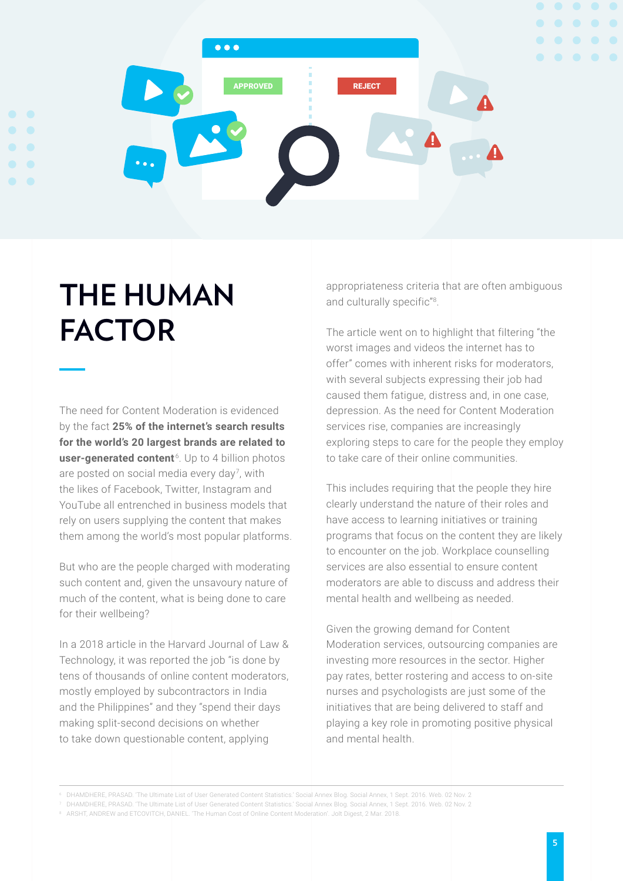# THE HUMAN FACTOR

The need for Content Moderation is evidenced by the fact **25% of the internet's search results for the world's 20 largest brands are related to user-generated content**[6]. Up to 4 billion photos are posted on social media every day[7], with the likes of Facebook, Twitter, Instagram and YouTube all entrenched in business models that rely on users supplying the content that makes them among the world's most popular platforms.

But who are the people charged with moderating such content and, given the unsavoury nature of much of the content, what is being done to care for their wellbeing?

In a 2018 article in the Harvard Journal of Law & Technology, it was reported the job "is done by tens of thousands of online content moderators, mostly employed by subcontractors in India and the Philippines" and they "spend their days making split-second decisions on whether to take down questionable content, applying appropriateness criteria that are often ambiguous and culturally specific"[8].

The article went on to highlight that filtering "the worst images and videos the internet has to offer" comes with inherent risks for moderators, with several subjects expressing their job had caused them fatigue, distress and, in one case, depression. As the need for Content Moderation services rise, companies are increasingly exploring steps to care for the people they employ to take care of their online communities.

This includes requiring that the people they hire clearly understand the nature of their roles and have access to learning initiatives or training programs that focus on the content they are likely to encounter on the job. Workplace counselling services are also essential to ensure content moderators are able to discuss and address their mental health and wellbeing as needed.

Given the growing demand for Content Moderation services, outsourcing companies are investing more resources in the sector. Higher pay rates, better rostering and access to on-site nurses and psychologists are just some of the initiatives that are being delivered to staff and playing a key role in promoting positive physical and mental health.

---

[6] DHAMDHERE, PRASAD. 'The Ultimate List of User Generated Content Statistics.' Social Annex Blog. Social Annex, 1 Sept. 2016. Web. 02 Nov. 2

[7] DHAMDHERE, PRASAD. 'The Ultimate List of User Generated Content Statistics.' Social Annex Blog. Social Annex, 1 Sept. 2016. Web. 02 Nov. 2

[8] ARSHT, ANDREW and ETCOVITCH, DANIEL. 'The Human Cost of Online Content Moderation'. Jolt Digest, 2 Mar. 2018.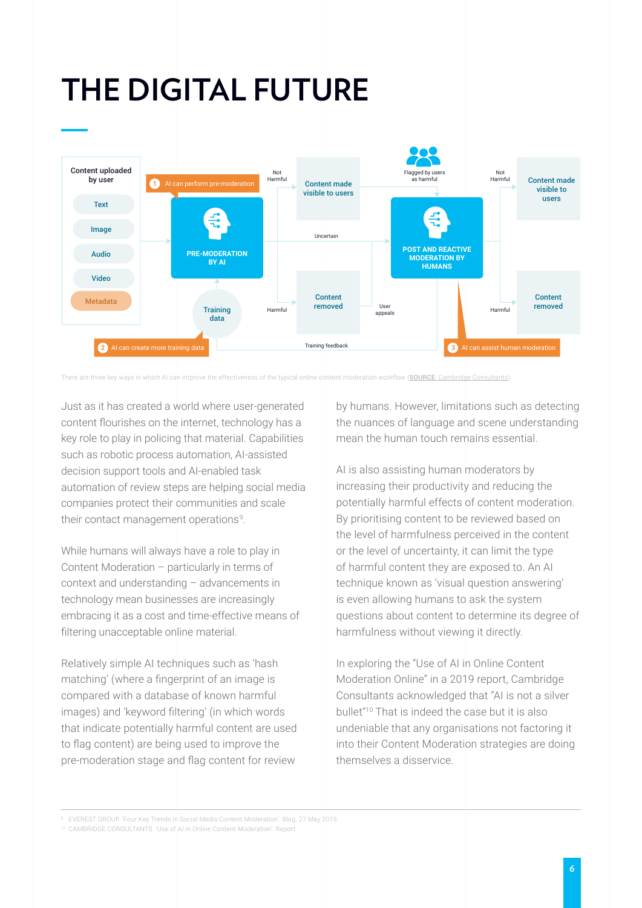# THE DIGITAL FUTURE

Content uploaded by user

Text

Image

Audio

Video

Metadata

1 AI can perform pre-moderation

PRE-MODERATION BY AI

Training data

2 AI can create more training data

Not Harmful

Content made visible to users

Uncertain

Harmful

Content removed

User appeals

Training feedback

Flagged by users as harmful

POST AND REACTIVE MODERATION BY HUMANS

3 AI can assist human moderation

Not Harmful

Content made visible to users

Harmful

Content removed

There are three key ways in which AI can improve the effectiveness of the typical online content moderation workflow (**SOURCE**: Cambridge Consultants)

Just as it has created a world where user-generated content flourishes on the internet, technology has a key role to play in policing that material. Capabilities such as robotic process automation, AI-assisted decision support tools and AI-enabled task automation of review steps are helping social media companies protect their communities and scale their contact management operations[9].

While humans will always have a role to play in Content Moderation – particularly in terms of context and understanding – advancements in technology mean businesses are increasingly embracing it as a cost and time-effective means of filtering unacceptable online material.

Relatively simple AI techniques such as 'hash matching' (where a fingerprint of an image is compared with a database of known harmful images) and 'keyword filtering' (in which words that indicate potentially harmful content are used to flag content) are being used to improve the pre-moderation stage and flag content for review by humans. However, limitations such as detecting the nuances of language and scene understanding mean the human touch remains essential.

AI is also assisting human moderators by increasing their productivity and reducing the potentially harmful effects of content moderation. By prioritising content to be reviewed based on the level of harmfulness perceived in the content or the level of uncertainty, it can limit the type of harmful content they are exposed to. An AI technique known as 'visual question answering' is even allowing humans to ask the system questions about content to determine its degree of harmfulness without viewing it directly.

In exploring the "Use of AI in Online Content Moderation Online" in a 2019 report, Cambridge Consultants acknowledged that "AI is not a silver bullet"[10] That is indeed the case but it is also undeniable that any organisations not factoring it into their Content Moderation strategies are doing themselves a disservice.

---

[9] EVEREST GROUP. 'Four Key Trends in Social Media Content Moderation'. Blog. 27 May 2019.

[10] CAMBRIDGE CONSULTANTS. 'Use of AI in Online Content Moderation'. Report.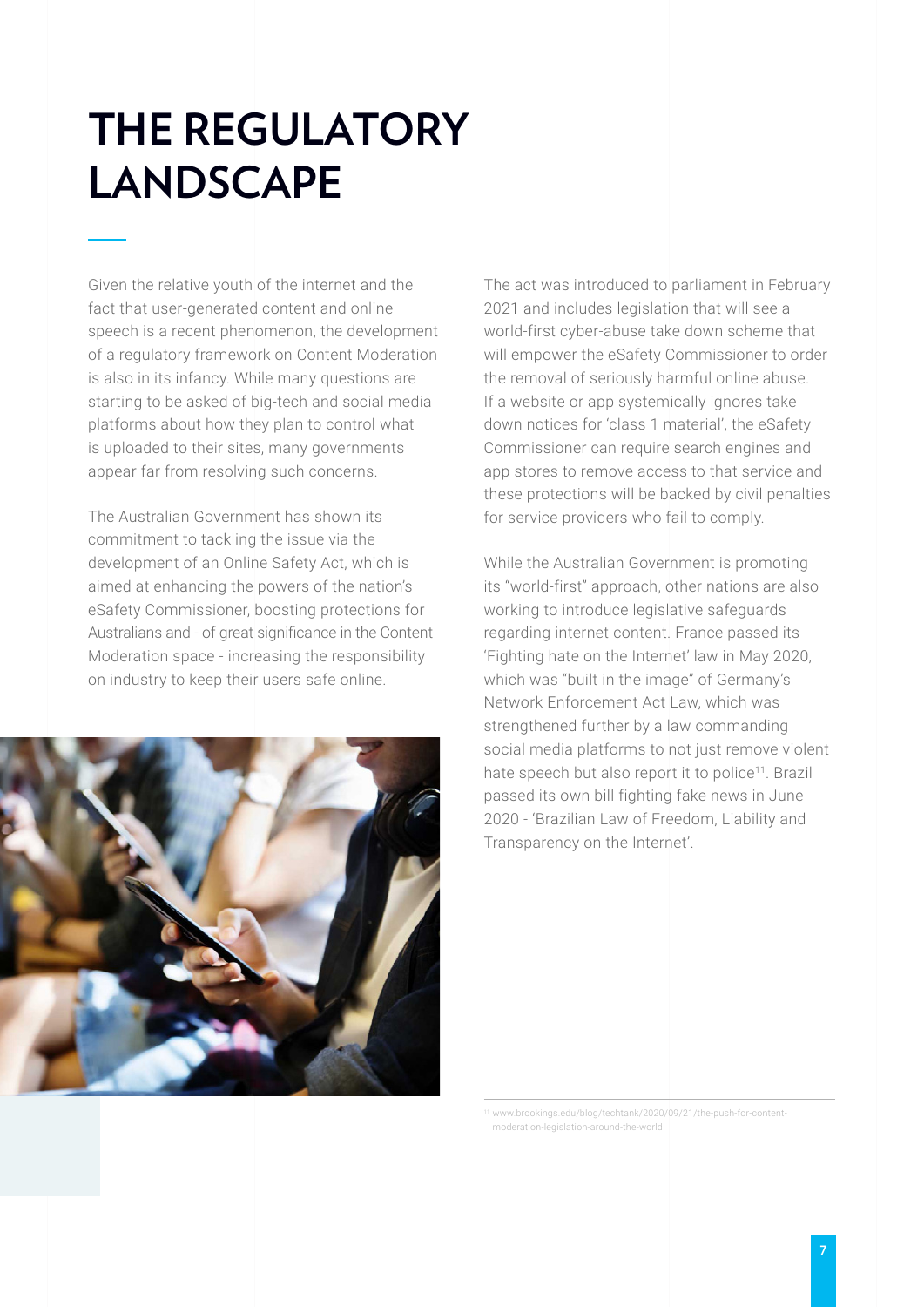# THE REGULATORY LANDSCAPE

Given the relative youth of the internet and the fact that user-generated content and online speech is a recent phenomenon, the development of a regulatory framework on Content Moderation is also in its infancy. While many questions are starting to be asked of big-tech and social media platforms about how they plan to control what is uploaded to their sites, many governments appear far from resolving such concerns.

The Australian Government has shown its commitment to tackling the issue via the development of an Online Safety Act, which is aimed at enhancing the powers of the nation's eSafety Commissioner, boosting protections for Australians and - of great significance in the Content Moderation space - increasing the responsibility on industry to keep their users safe online.

The act was introduced to parliament in February 2021 and includes legislation that will see a world-first cyber-abuse take down scheme that will empower the eSafety Commissioner to order the removal of seriously harmful online abuse. If a website or app systemically ignores take down notices for 'class 1 material', the eSafety Commissioner can require search engines and app stores to remove access to that service and these protections will be backed by civil penalties for service providers who fail to comply.

While the Australian Government is promoting its "world-first" approach, other nations are also working to introduce legislative safeguards regarding internet content. France passed its 'Fighting hate on the Internet' law in May 2020, which was "built in the image" of Germany's Network Enforcement Act Law, which was strengthened further by a law commanding social media platforms to not just remove violent hate speech but also report it to police[11]. Brazil passed its own bill fighting fake news in June 2020 - 'Brazilian Law of Freedom, Liability and Transparency on the Internet'.

[11] www.brookings.edu/blog/techtank/2020/09/21/the-push-for-content-moderation-legislation-around-the-world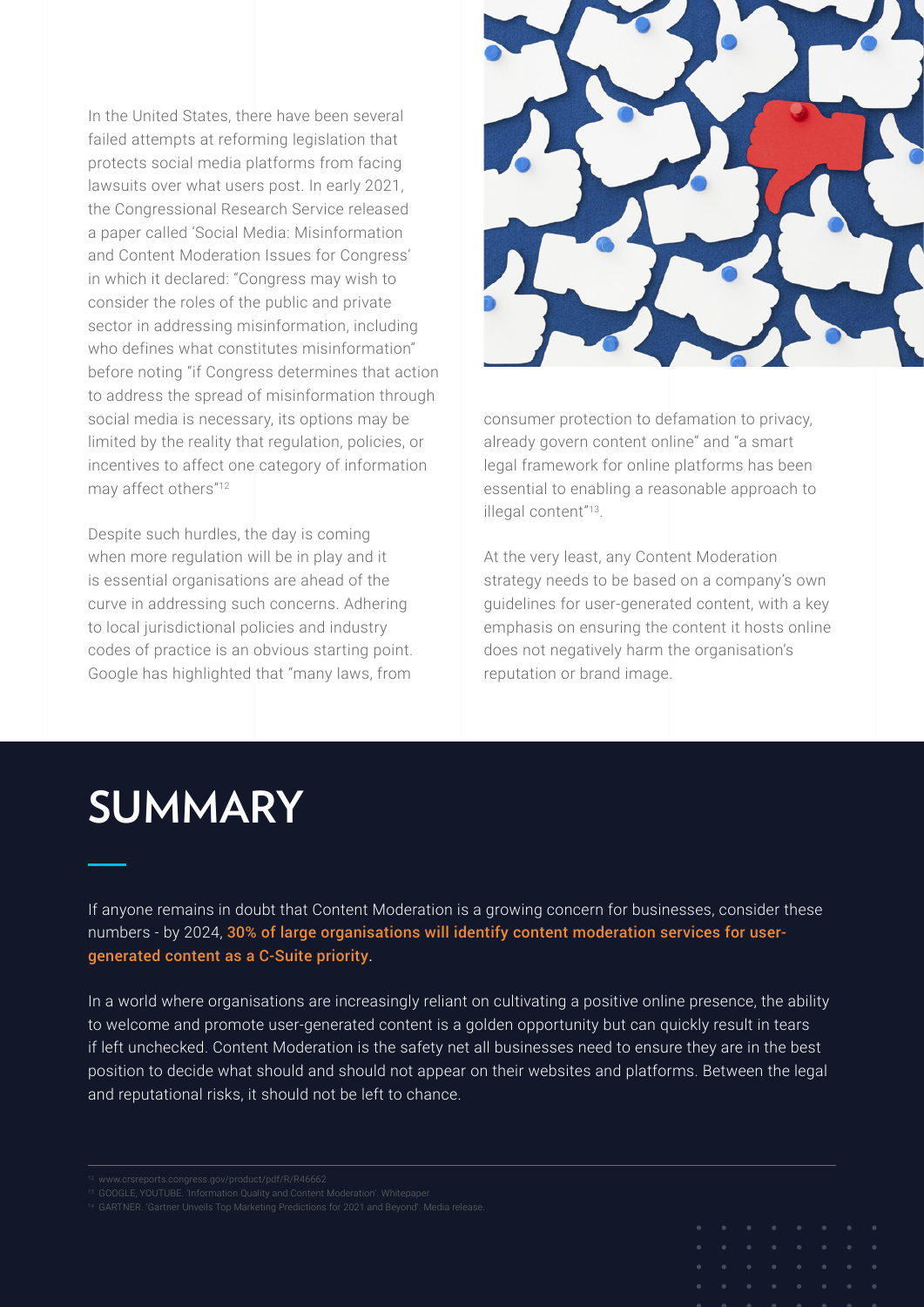In the United States, there have been several failed attempts at reforming legislation that protects social media platforms from facing lawsuits over what users post. In early 2021, the Congressional Research Service released a paper called 'Social Media: Misinformation and Content Moderation Issues for Congress' in which it declared: "Congress may wish to consider the roles of the public and private sector in addressing misinformation, including who defines what constitutes misinformation" before noting "if Congress determines that action to address the spread of misinformation through social media is necessary, its options may be limited by the reality that regulation, policies, or incentives to affect one category of information may affect others"[12]

Despite such hurdles, the day is coming when more regulation will be in play and it is essential organisations are ahead of the curve in addressing such concerns. Adhering to local jurisdictional policies and industry codes of practice is an obvious starting point. Google has highlighted that "many laws, from consumer protection to defamation to privacy, already govern content online" and "a smart legal framework for online platforms has been essential to enabling a reasonable approach to illegal content"[13].

At the very least, any Content Moderation strategy needs to be based on a company's own guidelines for user-generated content, with a key emphasis on ensuring the content it hosts online does not negatively harm the organisation's reputation or brand image.

# SUMMARY

If anyone remains in doubt that Content Moderation is a growing concern for businesses, consider these numbers - by 2024, **30% of large organisations will identify content moderation services for user-generated content as a C-Suite priority**.

In a world where organisations are increasingly reliant on cultivating a positive online presence, the ability to welcome and promote user-generated content is a golden opportunity but can quickly result in tears if left unchecked. Content Moderation is the safety net all businesses need to ensure they are in the best position to decide what should and should not appear on their websites and platforms. Between the legal and reputational risks, it should not be left to chance.

---

[12] www.crsreports.congress.gov/product/pdf/R/R46662
[13] GOOGLE, YOUTUBE. 'Information Quality and Content Moderation'. Whitepaper.
[14] GARTNER. 'Gartner Unveils Top Marketing Predictions for 2021 and Beyond'. Media release.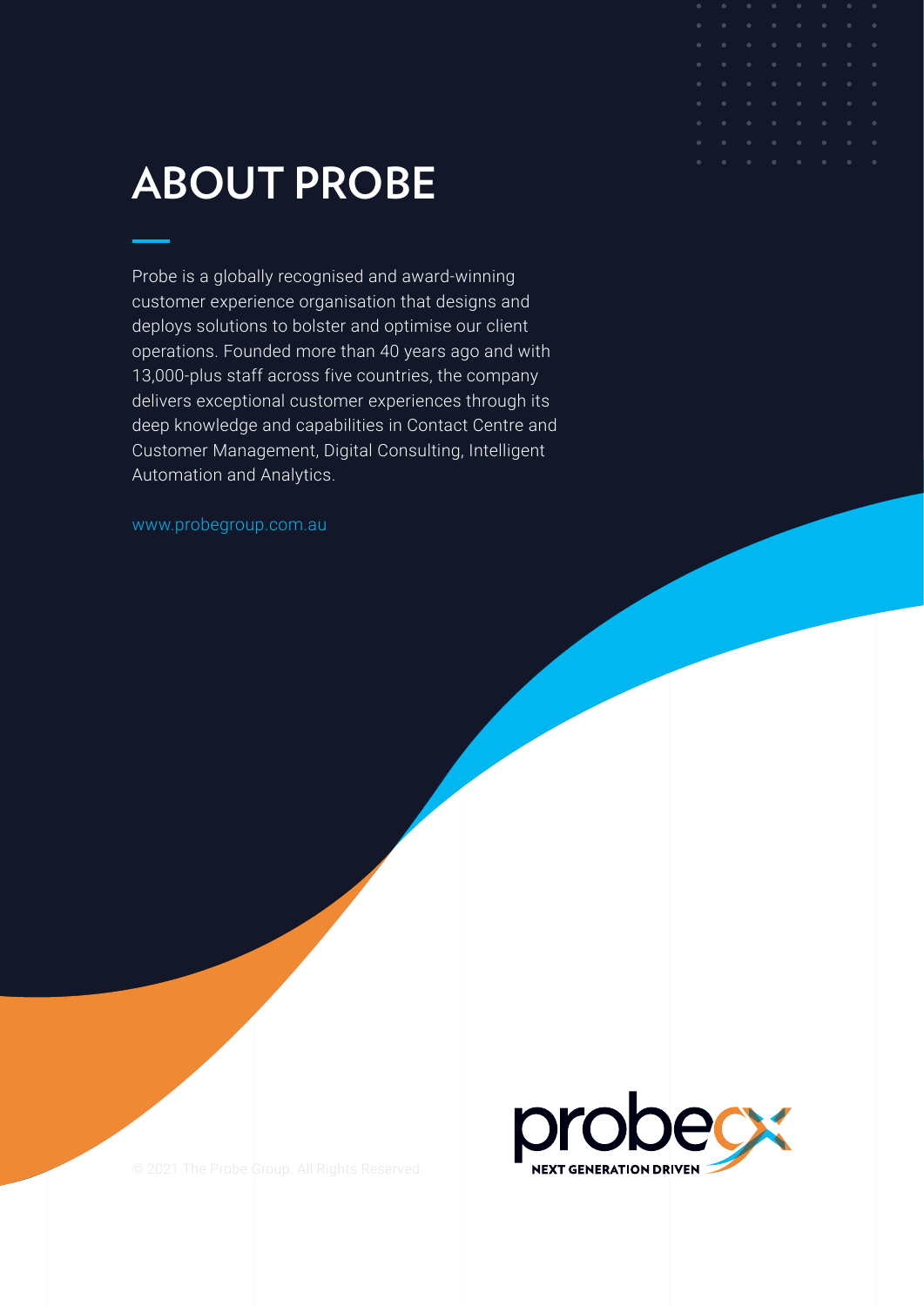# ABOUT PROBE

Probe is a globally recognised and award-winning customer experience organisation that designs and deploys solutions to bolster and optimise our client operations. Founded more than 40 years ago and with 13,000-plus staff across five countries, the company delivers exceptional customer experiences through its deep knowledge and capabilities in Contact Centre and Customer Management, Digital Consulting, Intelligent Automation and Analytics.

www.probegroup.com.au

© 2021 The Probe Group. All Rights Reserved.

probecx

NEXT GENERATION DRIVEN